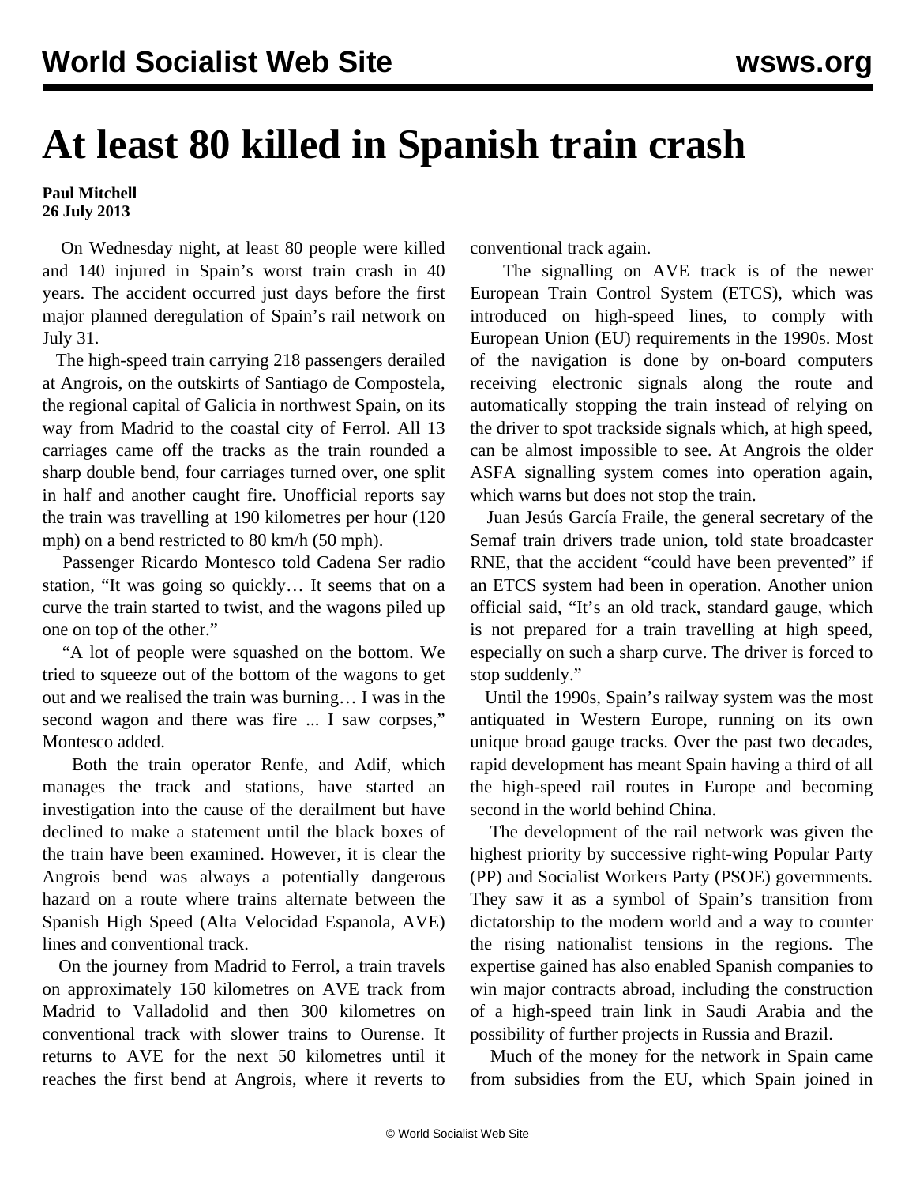# At least 80 killed in Spanish train crash

**Paul Mitchell**
**26 July 2013**

On Wednesday night, at least 80 people were killed and 140 injured in Spain's worst train crash in 40 years. The accident occurred just days before the first major planned deregulation of Spain's rail network on July 31.

The high-speed train carrying 218 passengers derailed at Angrois, on the outskirts of Santiago de Compostela, the regional capital of Galicia in northwest Spain, on its way from Madrid to the coastal city of Ferrol. All 13 carriages came off the tracks as the train rounded a sharp double bend, four carriages turned over, one split in half and another caught fire. Unofficial reports say the train was travelling at 190 kilometres per hour (120 mph) on a bend restricted to 80 km/h (50 mph).

Passenger Ricardo Montesco told Cadena Ser radio station, "It was going so quickly… It seems that on a curve the train started to twist, and the wagons piled up one on top of the other."

"A lot of people were squashed on the bottom. We tried to squeeze out of the bottom of the wagons to get out and we realised the train was burning… I was in the second wagon and there was fire ... I saw corpses," Montesco added.

Both the train operator Renfe, and Adif, which manages the track and stations, have started an investigation into the cause of the derailment but have declined to make a statement until the black boxes of the train have been examined. However, it is clear the Angrois bend was always a potentially dangerous hazard on a route where trains alternate between the Spanish High Speed (Alta Velocidad Espanola, AVE) lines and conventional track.

On the journey from Madrid to Ferrol, a train travels on approximately 150 kilometres on AVE track from Madrid to Valladolid and then 300 kilometres on conventional track with slower trains to Ourense. It returns to AVE for the next 50 kilometres until it reaches the first bend at Angrois, where it reverts to conventional track again.

The signalling on AVE track is of the newer European Train Control System (ETCS), which was introduced on high-speed lines, to comply with European Union (EU) requirements in the 1990s. Most of the navigation is done by on-board computers receiving electronic signals along the route and automatically stopping the train instead of relying on the driver to spot trackside signals which, at high speed, can be almost impossible to see. At Angrois the older ASFA signalling system comes into operation again, which warns but does not stop the train.

Juan Jesús García Fraile, the general secretary of the Semaf train drivers trade union, told state broadcaster RNE, that the accident "could have been prevented" if an ETCS system had been in operation. Another union official said, "It's an old track, standard gauge, which is not prepared for a train travelling at high speed, especially on such a sharp curve. The driver is forced to stop suddenly."

Until the 1990s, Spain's railway system was the most antiquated in Western Europe, running on its own unique broad gauge tracks. Over the past two decades, rapid development has meant Spain having a third of all the high-speed rail routes in Europe and becoming second in the world behind China.

The development of the rail network was given the highest priority by successive right-wing Popular Party (PP) and Socialist Workers Party (PSOE) governments. They saw it as a symbol of Spain's transition from dictatorship to the modern world and a way to counter the rising nationalist tensions in the regions. The expertise gained has also enabled Spanish companies to win major contracts abroad, including the construction of a high-speed train link in Saudi Arabia and the possibility of further projects in Russia and Brazil.

Much of the money for the network in Spain came from subsidies from the EU, which Spain joined in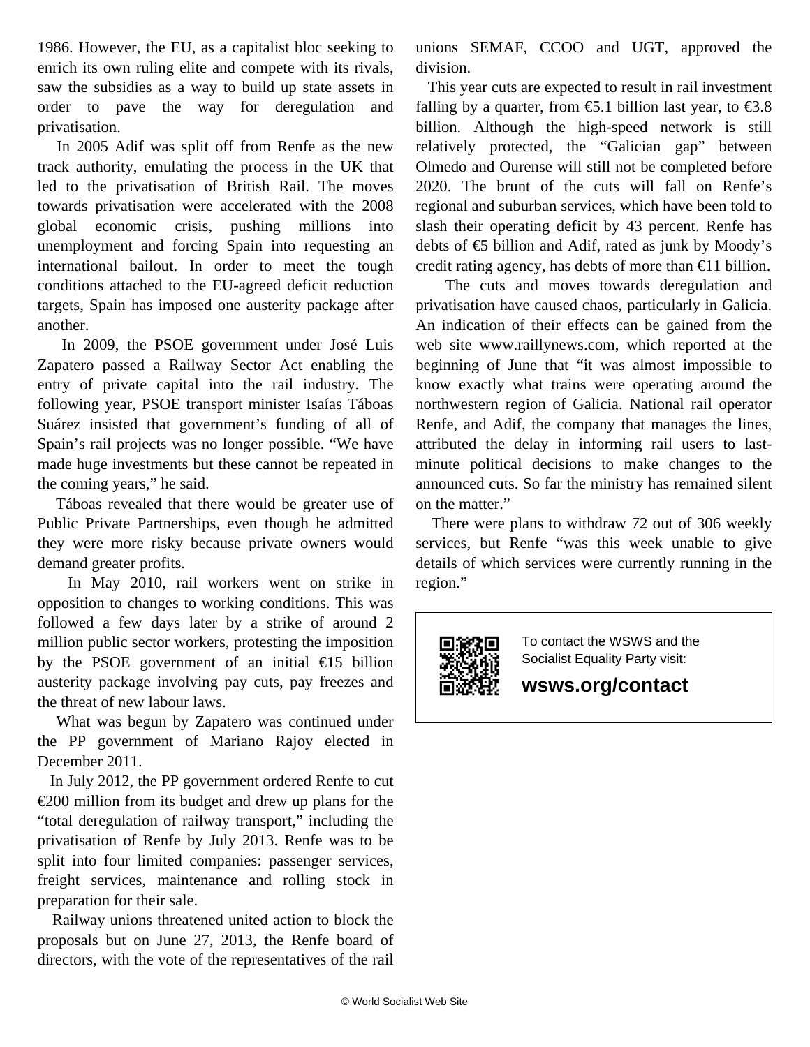1986. However, the EU, as a capitalist bloc seeking to enrich its own ruling elite and compete with its rivals, saw the subsidies as a way to build up state assets in order to pave the way for deregulation and privatisation.

In 2005 Adif was split off from Renfe as the new track authority, emulating the process in the UK that led to the privatisation of British Rail. The moves towards privatisation were accelerated with the 2008 global economic crisis, pushing millions into unemployment and forcing Spain into requesting an international bailout. In order to meet the tough conditions attached to the EU-agreed deficit reduction targets, Spain has imposed one austerity package after another.

In 2009, the PSOE government under José Luis Zapatero passed a Railway Sector Act enabling the entry of private capital into the rail industry. The following year, PSOE transport minister Isaías Táboas Suárez insisted that government's funding of all of Spain's rail projects was no longer possible. "We have made huge investments but these cannot be repeated in the coming years," he said.

Táboas revealed that there would be greater use of Public Private Partnerships, even though he admitted they were more risky because private owners would demand greater profits.

In May 2010, rail workers went on strike in opposition to changes to working conditions. This was followed a few days later by a strike of around 2 million public sector workers, protesting the imposition by the PSOE government of an initial €15 billion austerity package involving pay cuts, pay freezes and the threat of new labour laws.

What was begun by Zapatero was continued under the PP government of Mariano Rajoy elected in December 2011.

In July 2012, the PP government ordered Renfe to cut €200 million from its budget and drew up plans for the "total deregulation of railway transport," including the privatisation of Renfe by July 2013. Renfe was to be split into four limited companies: passenger services, freight services, maintenance and rolling stock in preparation for their sale.

Railway unions threatened united action to block the proposals but on June 27, 2013, the Renfe board of directors, with the vote of the representatives of the rail unions SEMAF, CCOO and UGT, approved the division.

This year cuts are expected to result in rail investment falling by a quarter, from €5.1 billion last year, to €3.8 billion. Although the high-speed network is still relatively protected, the "Galician gap" between Olmedo and Ourense will still not be completed before 2020. The brunt of the cuts will fall on Renfe's regional and suburban services, which have been told to slash their operating deficit by 43 percent. Renfe has debts of €5 billion and Adif, rated as junk by Moody's credit rating agency, has debts of more than €11 billion.

The cuts and moves towards deregulation and privatisation have caused chaos, particularly in Galicia. An indication of their effects can be gained from the web site www.raillynews.com, which reported at the beginning of June that "it was almost impossible to know exactly what trains were operating around the northwestern region of Galicia. National rail operator Renfe, and Adif, the company that manages the lines, attributed the delay in informing rail users to last-minute political decisions to make changes to the announced cuts. So far the ministry has remained silent on the matter."

There were plans to withdraw 72 out of 306 weekly services, but Renfe "was this week unable to give details of which services were currently running in the region."

To contact the WSWS and the Socialist Equality Party visit:

**wsws.org/contact**